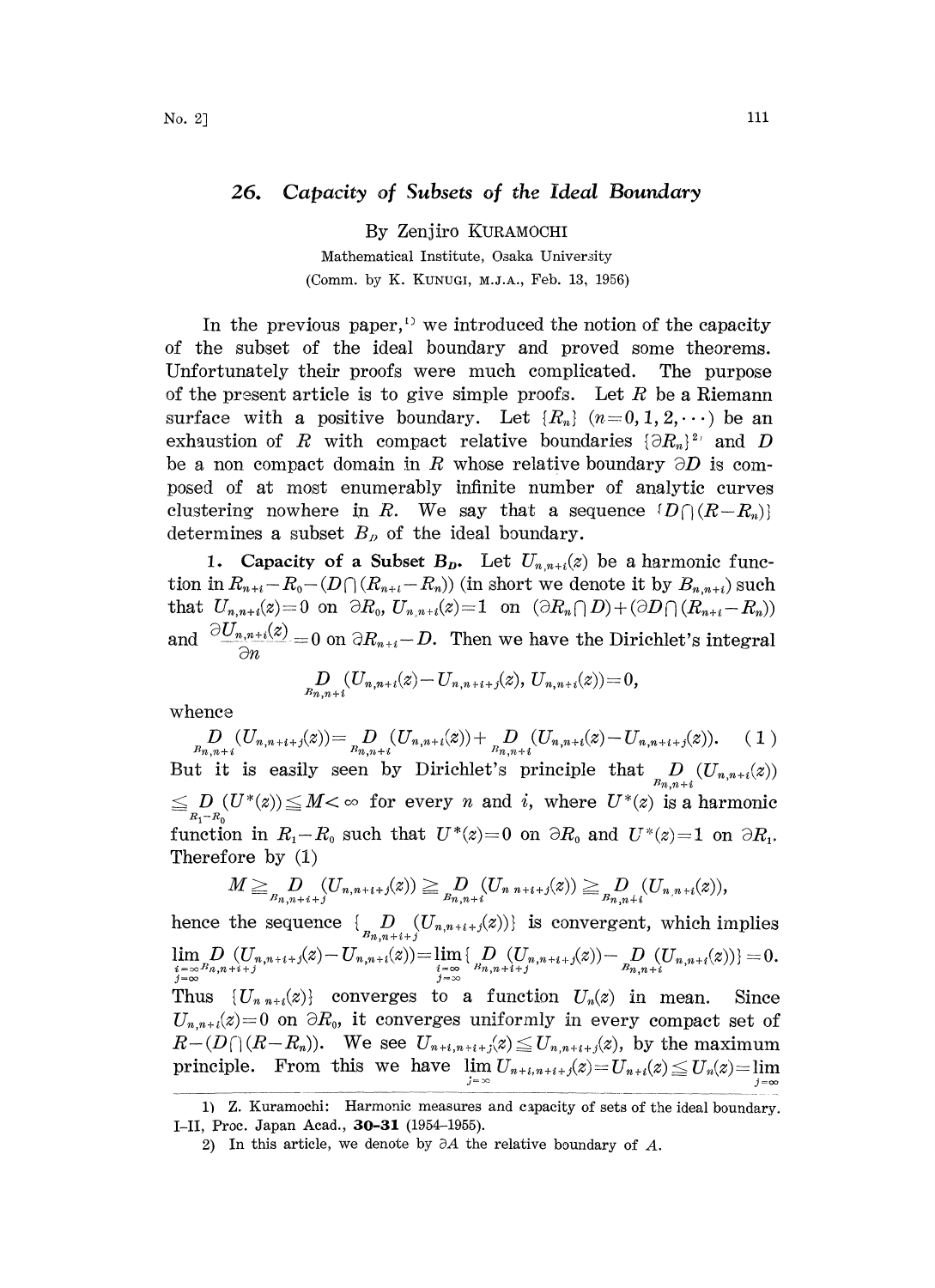# 26. Capacity of Subsets of the Ideal Boundary

By Zenjiro KURAMOCHI

Mathematical Institute, Osaka University

(Comm. by K. KUNUGI, M.J.A., Feb. 13, 1956)

In the previous paper,[1] we introduced the notion of the capacity of the subset of the ideal boundary and proved some theorems. Unfortunately their proofs were much complicated. The purpose of the present article is to give simple proofs. Let $R$ be a Riemann surface with a positive boundary. Let $\{R_n\}$ $(n=0,1,2,\cdots)$ be an exhaustion of $R$ with compact relative boundaries $\{\partial R_n\}$[2] and $D$ be a non compact domain in $R$ whose relative boundary $\partial D$ is composed of at most enumerably infinite number of analytic curves clustering nowhere in $R$. We say that a sequence $\{D\cap(R-R_n)\}$ determines a subset $B_D$ of the ideal boundary.

**1. Capacity of a Subset $B_D$.** Let $U_{n,n+i}(z)$ be a harmonic function in $R_{n+i}-R_0-(D\cap(R_{n+i}-R_n))$ (in short we denote it by $B_{n,n+i}$) such that $U_{n,n+i}(z)=0$ on $\partial R_0$, $U_{n,n+i}(z)=1$ on $(\partial R_n\cap D)+(\partial D\cap(R_{n+i}-R_n))$ and $\dfrac{\partial U_{n,n+i}(z)}{\partial n}=0$ on $\partial R_{n+i}-D$. Then we have the Dirichlet's integral

$$\underset{B_{n,n+i}}{D}(U_{n,n+i}(z)-U_{n,n+i+j}(z),\, U_{n,n+i}(z))=0,$$

whence

$$\underset{B_{n,n+i}}{D}(U_{n,n+i+j}(z))=\underset{B_{n,n+i}}{D}(U_{n,n+i}(z))+\underset{B_{n,n+i}}{D}(U_{n,n+i}(z)-U_{n,n+i+j}(z)). \qquad (1)$$

But it is easily seen by Dirichlet's principle that $\underset{B_{n,n+i}}{D}(U_{n,n+i}(z)) \leqq \underset{R_1-R_0}{D}(U^*(z))\leqq M<\infty$ for every $n$ and $i$, where $U^*(z)$ is a harmonic function in $R_1-R_0$ such that $U^*(z)=0$ on $\partial R_0$ and $U^*(z)=1$ on $\partial R_1$. Therefore by (1)

$$M\geqq \underset{B_{n,n+i+j}}{D}(U_{n,n+i+j}(z))\geqq \underset{B_{n,n+i}}{D}(U_{n,n+i+j}(z))\geqq \underset{B_{n,n+i}}{D}(U_{n,n+i}(z)),$$

hence the sequence $\{\underset{B_{n,n+i+j}}{D}(U_{n,n+i+j}(z))\}$ is convergent, which implies $\lim\limits_{\substack{i=\infty\\ j=\infty}}\underset{B_{n,n+i+j}}{D}(U_{n,n+i+j}(z)-U_{n,n+i}(z))=\lim\limits_{\substack{i=\infty\\ j=\infty}}\{\underset{B_{n,n+i+j}}{D}(U_{n,n+i+j}(z))-\underset{B_{n,n+i}}{D}(U_{n,n+i}(z))\}=0.$

Thus $\{U_{n,n+i}(z)\}$ converges to a function $U_n(z)$ in mean. Since $U_{n,n+i}(z)=0$ on $\partial R_0$, it converges uniformly in every compact set of $R-(D\cap(R-R_n))$. We see $U_{n+i,n+i+j}(z)\leqq U_{n,n+i+j}(z)$, by the maximum principle. From this we have $\lim\limits_{j=\infty}U_{n+i,n+i+j}(z)=U_{n+i}(z)\leqq U_n(z)=\lim\limits_{j=\infty}$

---

1) Z. Kuramochi: Harmonic measures and capacity of sets of the ideal boundary. I-II, Proc. Japan Acad., **30-31** (1954–1955).

2) In this article, we denote by $\partial A$ the relative boundary of $A$.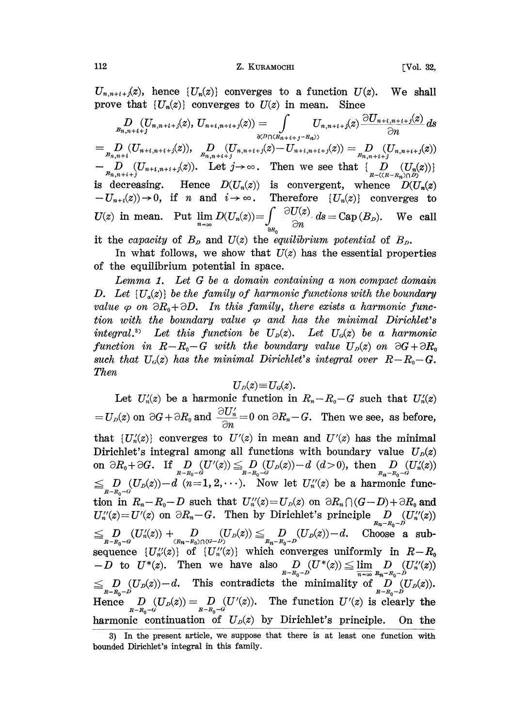$U_{n,n+i+j}(z)$, hence $\{U_n(z)\}$ converges to a function $U(z)$. We shall prove that $\{U_n(z)\}$ converges to $U(z)$ in mean. Since

$$\underset{B_{n,n+i+j}}{D}(U_{n,n+i+j}(z),\ U_{n+i,n+i+j}(z)) = \int_{\partial(D\cap(R_{n+i+j}-R_n))} U_{n,n+i+j}(z)\frac{\partial U_{n+i,n+i+j}(z)}{\partial n}\,ds$$

$= \underset{B_{n,n+i}}{D}(U_{n+i,n+i+j}(z))$, $\underset{B_{n,n+i+j}}{D}(U_{n,n+i+j}(z)-U_{n+i,n+i+j}(z)) = \underset{B_{n,n+i+j}}{D}(U_{n,n+i+j}(z)) - \underset{B_{n,n+i+j}}{D}(U_{n+i,n+i+j}(z))$. Let $j\to\infty$. Then we see that $\{\underset{R-((R-R_n)\cap D)}{D}(U_n(z))\}$ is decreasing. Hence $D(U_n(z))$ is convergent, whence $D(U_n(z) - U_{n+i}(z))\to 0$, if $n$ and $i\to\infty$. Therefore $\{U_n(z)\}$ converges to $U(z)$ in mean. Put $\lim_{n=\infty} D(U_n(z)) = \int_{\partial R_0}\frac{\partial U(z)}{\partial n}\,ds = \mathrm{Cap}(B_D)$. We call it the *capacity* of $B_D$ and $U(z)$ the *equilibrium potential* of $B_D$.

In what follows, we show that $U(z)$ has the essential properties of the equilibrium potential in space.

*Lemma 1. Let $G$ be a domain containing a non compact domain $D$. Let $\{U_\alpha(z)\}$ be the family of harmonic functions with the boundary value $\varphi$ on $\partial R_0+\partial D$. In this family, there exists a harmonic function with the boundary value $\varphi$ and has the minimal Dirichlet's integral.*[3] *Let this function be $U_D(z)$. Let $U_G(z)$ be a harmonic function in $R-R_0-G$ with the boundary value $U_D(z)$ on $\partial G+\partial R_0$ such that $U_G(z)$ has the minimal Dirichlet's integral over $R-R_0-G$. Then*

$$U_D(z)\equiv U_G(z).$$

Let $U_n'(z)$ be a harmonic function in $R_n-R_0-G$ such that $U_n'(z) = U_D(z)$ on $\partial G+\partial R_0$ and $\frac{\partial U_n'}{\partial n}=0$ on $\partial R_n - G$. Then we see, as before, that $\{U_n'(z)\}$ converges to $U'(z)$ in mean and $U'(z)$ has the minimal Dirichlet's integral among all functions with boundary value $U_D(z)$ on $\partial R_0+\partial G$. If $\underset{R-R_0-G}{D}(U'(z)) \leqq \underset{R-R_0-G}{D}(U_D(z)) - d$ $(d>0)$, then $\underset{R_n-R_0-G}{D}(U_n'(z)) \leqq \underset{R-R_0-G}{D}(U_D(z)) - d$ $(n=1,2,\cdots)$. Now let $U_n''(z)$ be a harmonic function in $R_n-R_0-D$ such that $U_n''(z)=U_D(z)$ on $\partial R_n\cap(G-D)+\partial R_0$ and $U_n''(z)=U'(z)$ on $\partial R_n - G$. Then by Dirichlet's principle $\underset{R_n-R_0-D}{D}(U_n''(z)) \leqq \underset{R-R_0-G}{D}(U_n'(z)) + \underset{(R_n-R_0)\cap(G-D)}{D}(U_D(z)) \leqq \underset{R_n-R_0-D}{D}(U_D(z)) - d$. Choose a subsequence $\{U_{n'}''(z)\}$ of $\{U_n''(z)\}$ which converges uniformly in $R-R_0-D$ to $U^*(z)$. Then we have also $\underset{R-R_0-D}{D}(U^*(z)) \leqq \varliminf_{n=\infty} \underset{R_n-R_0-D}{D}(U_n''(z)) \leqq \underset{R-R_0-D}{D}(U_D(z)) - d$. This contradicts the minimality of $\underset{R-R_0-D}{D}(U_D(z))$. Hence $\underset{R-R_0-G}{D}(U_D(z)) = \underset{R-R_0-G}{D}(U'(z))$. The function $U'(z)$ is clearly the harmonic continuation of $U_D(z)$ by Dirichlet's principle. On the

---

3) In the present article, we suppose that there is at least one function with bounded Dirichlet's integral in this family.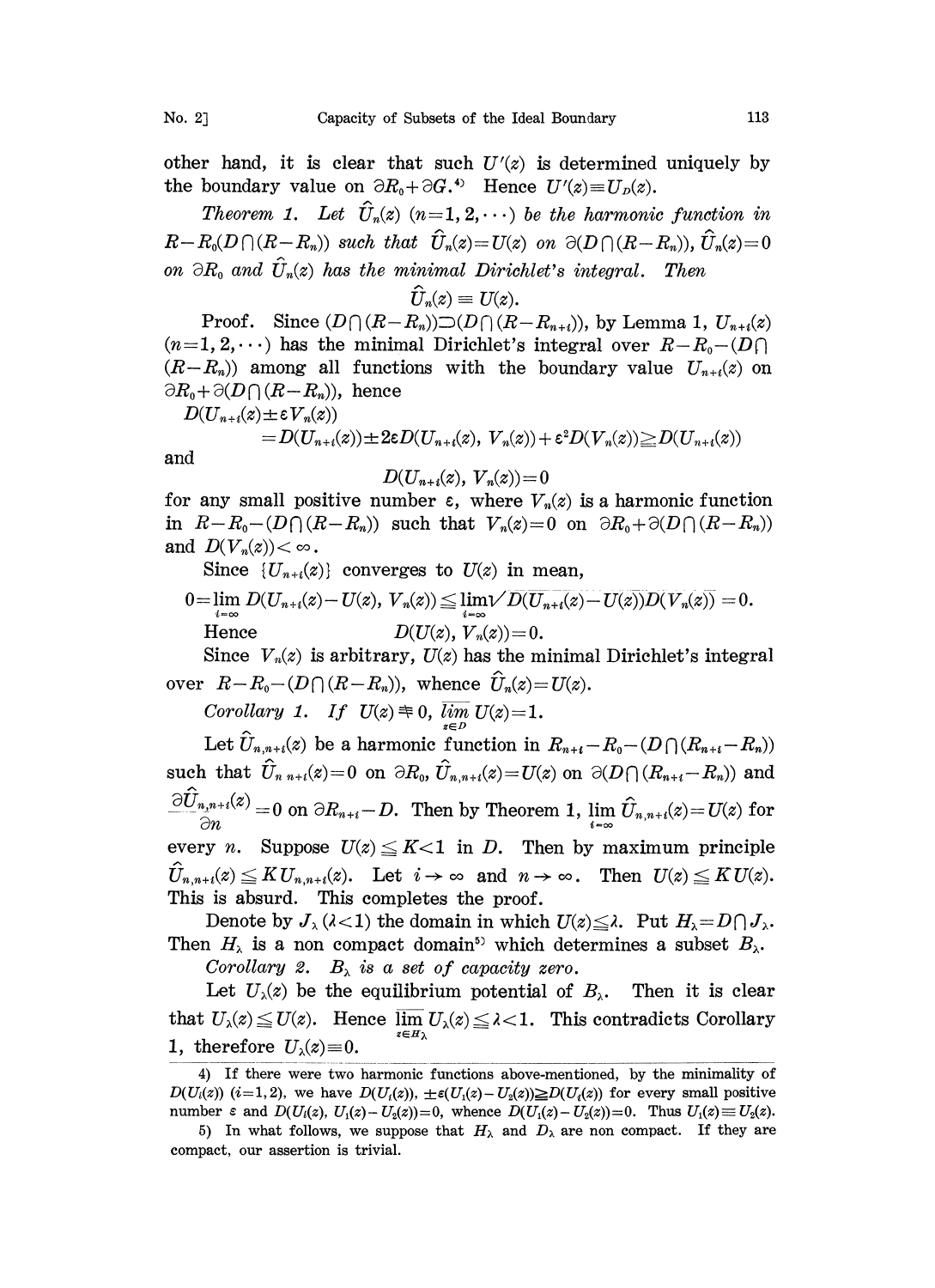other hand, it is clear that such $U'(z)$ is determined uniquely by the boundary value on $\partial R_0+\partial G$.[4] Hence $U'(z)\equiv U_D(z)$.

*Theorem 1. Let $\hat{U}_n(z)$ $(n=1,2,\cdots)$ be the harmonic function in $R-R_0(D\cap(R-R_n))$ such that $\hat{U}_n(z)=U(z)$ on $\partial(D\cap(R-R_n))$, $\hat{U}_n(z)=0$ on $\partial R_0$ and $\hat{U}_n(z)$ has the minimal Dirichlet's integral. Then*

$$\hat{U}_n(z)\equiv U(z).$$

Proof. Since $(D\cap(R-R_n))\supset(D\cap(R-R_{n+i}))$, by Lemma 1, $U_{n+i}(z)$ $(n=1,2,\cdots)$ has the minimal Dirichlet's integral over $R-R_0-(D\cap(R-R_n))$ among all functions with the boundary value $U_{n+i}(z)$ on $\partial R_0+\partial(D\cap(R-R_n))$, hence

$$D(U_{n+i}(z)\pm\varepsilon V_n(z))$$
$$=D(U_{n+i}(z))\pm 2\varepsilon D(U_{n+i}(z),V_n(z))+\varepsilon^2 D(V_n(z))\geqq D(U_{n+i}(z))$$

and

$$D(U_{n+i}(z),V_n(z))=0$$

for any small positive number $\varepsilon$, where $V_n(z)$ is a harmonic function in $R-R_0-(D\cap(R-R_n))$ such that $V_n(z)=0$ on $\partial R_0+\partial(D\cap(R-R_n))$ and $D(V_n(z))<\infty$.

Since $\{U_{n+i}(z)\}$ converges to $U(z)$ in mean,

$$0=\lim_{i=\infty}D(U_{n+i}(z)-U(z),V_n(z))\leqq\lim_{i=\infty}\sqrt{D(U_{n+i}(z)-U(z))D(V_n(z))}=0.$$

Hence $\qquad D(U(z),V_n(z))=0.$

Since $V_n(z)$ is arbitrary, $U(z)$ has the minimal Dirichlet's integral over $R-R_0-(D\cap(R-R_n))$, whence $\hat{U}_n(z)=U(z)$.

*Corollary 1. If $U(z)\not\equiv 0$, $\overline{\lim_{z\in D}}\,U(z)=1$.*

Let $\hat{U}_{n,n+i}(z)$ be a harmonic function in $R_{n+i}-R_0-(D\cap(R_{n+i}-R_n))$ such that $\hat{U}_{n,n+i}(z)=0$ on $\partial R_0$, $\hat{U}_{n,n+i}(z)=U(z)$ on $\partial(D\cap(R_{n+i}-R_n))$ and $\dfrac{\partial\hat{U}_{n,n+i}(z)}{\partial n}=0$ on $\partial R_{n+i}-D$. Then by Theorem 1, $\lim_{i=\infty}\hat{U}_{n,n+i}(z)=U(z)$ for every $n$. Suppose $U(z)\leqq K<1$ in $D$. Then by maximum principle $\hat{U}_{n,n+i}(z)\leqq KU_{n,n+i}(z)$. Let $i\to\infty$ and $n\to\infty$. Then $U(z)\leqq KU(z)$. This is absurd. This completes the proof.

Denote by $J_\lambda$ $(\lambda<1)$ the domain in which $U(z)\leqq\lambda$. Put $H_\lambda=D\cap J_\lambda$. Then $H_\lambda$ is a non compact domain[5] which determines a subset $B_\lambda$.

*Corollary 2. $B_\lambda$ is a set of capacity zero.*

Let $U_\lambda(z)$ be the equilibrium potential of $B_\lambda$. Then it is clear that $U_\lambda(z)\leqq U(z)$. Hence $\overline{\lim_{z\in H_\lambda}}\,U_\lambda(z)\leqq\lambda<1$. This contradicts Corollary 1, therefore $U_\lambda(z)\equiv 0$.

---

4) If there were two harmonic functions above-mentioned, by the minimality of $D(U_i(z))$ $(i=1,2)$, we have $D(U_i(z)),\pm\varepsilon(U_1(z)-U_2(z))\geqq D(U_i(z))$ for every small positive number $\varepsilon$ and $D(U_i(z),U_1(z)-U_2(z))=0$, whence $D(U_1(z)-U_2(z))=0$. Thus $U_1(z)\equiv U_2(z)$.

5) In what follows, we suppose that $H_\lambda$ and $D_\lambda$ are non compact. If they are compact, our assertion is trivial.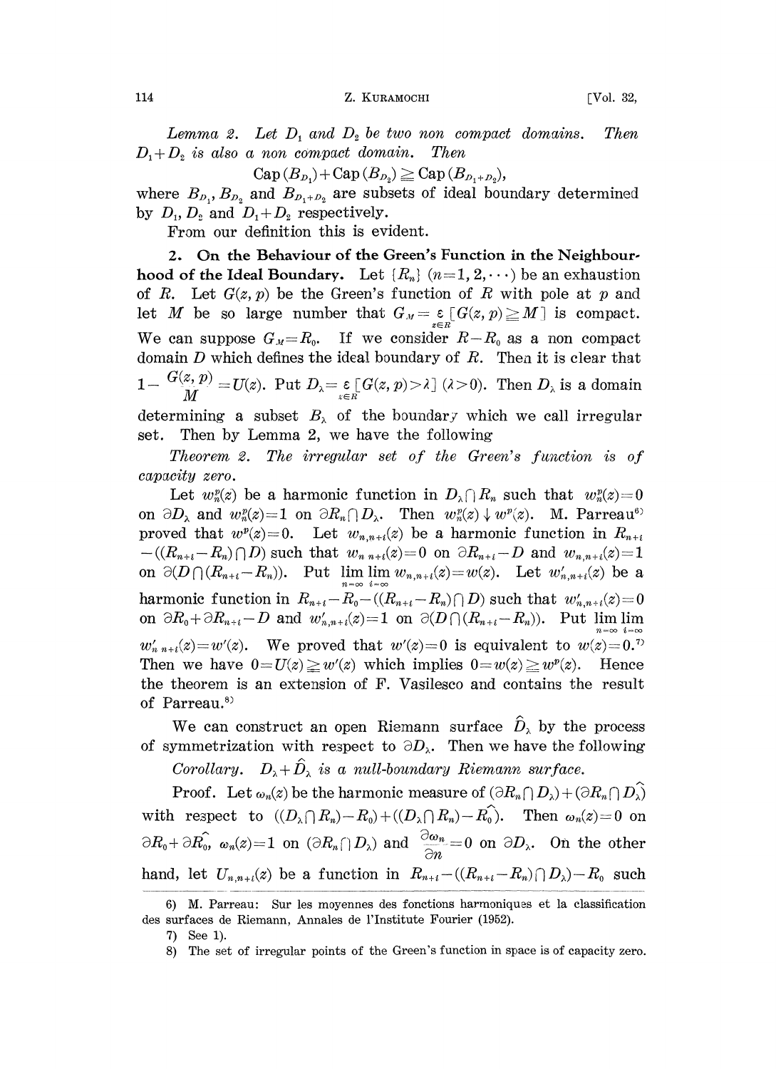*Lemma 2.* Let $D_1$ and $D_2$ be two non compact domains. Then $D_1+D_2$ is also a non compact domain. Then

$$\mathrm{Cap}\,(B_{D_1})+\mathrm{Cap}\,(B_{D_2}) \geqq \mathrm{Cap}\,(B_{D_1+D_2}),$$

where $B_{D_1}$, $B_{D_2}$ and $B_{D_1+D_2}$ are subsets of ideal boundary determined by $D_1$, $D_2$ and $D_1+D_2$ respectively.

From our definition this is evident.

**2. On the Behaviour of the Green's Function in the Neighbourhood of the Ideal Boundary.** Let $\{R_n\}$ $(n=1,2,\cdots)$ be an exhaustion of $R$. Let $G(z,p)$ be the Green's function of $R$ with pole at $p$ and let $M$ be so large number that $G_M=\underset{z\in R}{\varepsilon}[G(z,p)\geqq M]$ is compact. We can suppose $G_M=R_0$. If we consider $R-R_0$ as a non compact domain $D$ which defines the ideal boundary of $R$. Then it is clear that $1-\dfrac{G(z,p)}{M}=U(z)$. Put $D_\lambda=\underset{z\in R}{\varepsilon}[G(z,p)>\lambda]$ $(\lambda>0)$. Then $D_\lambda$ is a domain determining a subset $B_\lambda$ of the boundary which we call irregular set. Then by Lemma 2, we have the following

*Theorem 2. The irregular set of the Green's function is of capacity zero.*

Let $w_n^p(z)$ be a harmonic function in $D_\lambda \cap R_n$ such that $w_n^p(z)=0$ on $\partial D_\lambda$ and $w_n^p(z)=1$ on $\partial R_n \cap D_\lambda$. Then $w_n^p(z)\downarrow w^p(z)$. M. Parreau[6] proved that $w^p(z)=0$. Let $w_{n,n+i}(z)$ be a harmonic function in $R_{n+i}-((R_{n+i}-R_n)\cap D)$ such that $w_{n,n+i}(z)=0$ on $\partial R_{n+i}-D$ and $w_{n,n+i}(z)=1$ on $\partial(D\cap(R_{n+i}-R_n))$. Put $\lim\limits_{n=\infty}\lim\limits_{i=\infty} w_{n,n+i}(z)=w(z)$. Let $w'_{n,n+i}(z)$ be a harmonic function in $R_{n+i}-R_0-((R_{n+i}-R_n)\cap D)$ such that $w'_{n,n+i}(z)=0$ on $\partial R_0+\partial R_{n+i}-D$ and $w'_{n,n+i}(z)=1$ on $\partial(D\cap(R_{n+i}-R_n))$. Put $\lim\limits_{n=\infty}\lim\limits_{i=\infty} w'_{n,n+i}(z)=w'(z)$. We proved that $w'(z)=0$ is equivalent to $w(z)=0$.[7] Then we have $0=U(z)\geqq w'(z)$ which implies $0=w(z)\geqq w^p(z)$. Hence the theorem is an extension of F. Vasilesco and contains the result of Parreau.[8]

We can construct an open Riemann surface $\hat{D}_\lambda$ by the process of symmetrization with respect to $\partial D_\lambda$. Then we have the following

*Corollary. $D_\lambda+\hat{D}_\lambda$ is a null-boundary Riemann surface.*

Proof. Let $\omega_n(z)$ be the harmonic measure of $(\partial R_n\cap D_\lambda)+(\partial R_n \cap \widehat{D_\lambda})$ with respect to $((D_\lambda\cap R_n)-R_0)+((D_\lambda\cap R_n)-\widehat{R_0})$. Then $\omega_n(z)=0$ on $\partial R_0+\partial\widehat{R_0}$, $\omega_n(z)=1$ on $(\partial R_n\cap D_\lambda)$ and $\dfrac{\partial\omega_n}{\partial n}=0$ on $\partial D_\lambda$. On the other hand, let $U_{n,n+i}(z)$ be a function in $R_{n+i}-((R_{n+i}-R_n)\cap D_\lambda)-R_0$ such

---

6) M. Parreau: Sur les moyennes des fonctions harmoniques et la classification des surfaces de Riemann, Annales de l'Institute Fourier (1952).

7) See 1).

8) The set of irregular points of the Green's function in space is of capacity zero.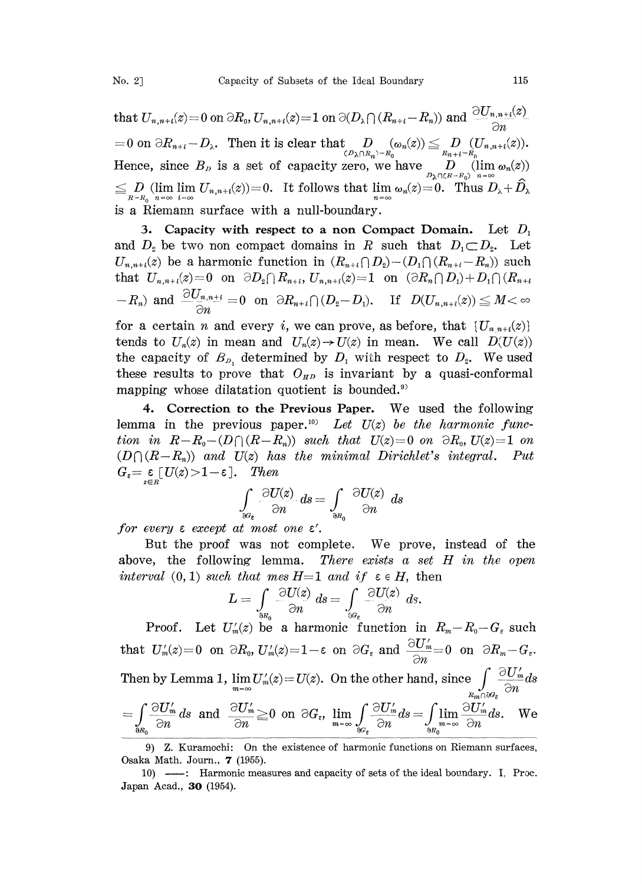that $U_{n,n+i}(z)=0$ on $\partial R_0$, $U_{n,n+i}(z)=1$ on $\partial(D_\lambda \cap (R_{n+i}-R_n))$ and $\frac{\partial U_{n,n+i}(z)}{\partial n}=0$ on $\partial R_{n+i}-D_\lambda$. Then it is clear that $\underset{(D_\lambda \cap R_n)-R_0}{D}(\omega_n(z)) \leqq \underset{R_{n+i}-R_0}{D}(U_{n,n+i}(z))$. Hence, since $B_D$ is a set of capacity zero, we have $\underset{D_\lambda \cap (R-R_0)}{D}(\lim_{n=\infty}\omega_n(z)) \leqq \underset{R-R_0}{D}(\lim_{n=\infty}\lim_{i=\infty}U_{n,n+i}(z))=0$. It follows that $\lim_{n=\infty}\omega_n(z)=0$. Thus $D_\lambda+\hat{D}_\lambda$ is a Riemann surface with a null-boundary.

**3. Capacity with respect to a non Compact Domain.** Let $D_1$ and $D_2$ be two non compact domains in $R$ such that $D_1 \subset D_2$. Let $U_{n,n+i}(z)$ be a harmonic function in $(R_{n+i}\cap D_2)-(D_1\cap(R_{n+i}-R_n))$ such that $U_{n,n+i}(z)=0$ on $\partial D_2 \cap R_{n+i}$, $U_{n,n+i}(z)=1$ on $(\partial R_n \cap D_1)+D_1\cap(R_{n+i}-R_n)$ and $\frac{\partial U_{n,n+i}}{\partial n}=0$ on $\partial R_{n+i}\cap(D_2-D_1)$. If $D(U_{n,n+i}(z)) \leqq M < \infty$ for a certain $n$ and every $i$, we can prove, as before, that $\{U_{n,n+i}(z)\}$ tends to $U_n(z)$ in mean and $U_n(z)\to U(z)$ in mean. We call $D(U(z))$ the capacity of $B_{D_1}$ determined by $D_1$ with respect to $D_2$. We used these results to prove that $O_{HD}$ is invariant by a quasi-conformal mapping whose dilatation quotient is bounded.[9]

**4. Correction to the Previous Paper.** We used the following lemma in the previous paper.[10] *Let $U(z)$ be the harmonic function in $R-R_0-(D\cap(R-R_n))$ such that $U(z)=0$ on $\partial R_0$, $U(z)=1$ on $(D\cap(R-R_n))$ and $U(z)$ has the minimal Dirichlet's integral. Put $G_\varepsilon = \underset{z\in R}{\varepsilon}[U(z)>1-\varepsilon]$. Then*

$$\int_{\partial G_\varepsilon} \frac{\partial U(z)}{\partial n}ds = \int_{\partial R_0} \frac{\partial U(z)}{\partial n}ds$$

*for every $\varepsilon$ except at most one $\varepsilon'$.*

But the proof was not complete. We prove, instead of the above, the following lemma. *There exists a set $H$ in the open interval $(0,1)$ such that mes $H=1$ and if $\varepsilon \in H$,* then

$$L=\int_{\partial R_0} \frac{\partial U(z)}{\partial n}ds = \int_{\partial G_\varepsilon} \frac{\partial U(z)}{\partial n}ds.$$

Proof. Let $U'_m(z)$ be a harmonic function in $R_m-R_0-G_\varepsilon$ such that $U'_m(z)=0$ on $\partial R_0$, $U'_m(z)=1-\varepsilon$ on $\partial G_\varepsilon$ and $\frac{\partial U'_m}{\partial n}=0$ on $\partial R_m-G_\varepsilon$. Then by Lemma 1, $\lim_{m=\infty}U'_m(z)=U(z)$. On the other hand, since $\int_{R_m\cap\partial G_\varepsilon}\frac{\partial U'_m}{\partial n}ds = \int_{\partial R_0}\frac{\partial U'_m}{\partial n}ds$ and $\frac{\partial U'_m}{\partial n}\geqq 0$ on $\partial G_\varepsilon$, $\lim_{m=\infty}\int_{\partial G_\varepsilon}\frac{\partial U'_m}{\partial n}ds = \int_{\partial R_0}\lim_{m=\infty}\frac{\partial U'_m}{\partial n}ds$. We

---

9) Z. Kuramochi: On the existence of harmonic functions on Riemann surfaces, Osaka Math. Journ., **7** (1955).

10) ——: Harmonic measures and capacity of sets of the ideal boundary. I, Proc. Japan Acad., **30** (1954).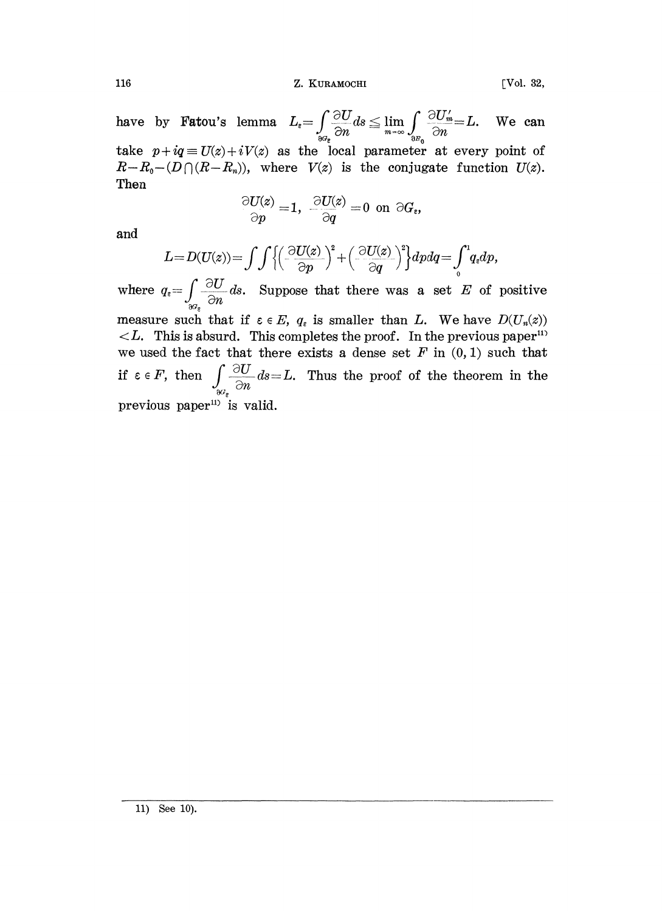have by **Fatou's** lemma $L_\varepsilon = \int\limits_{\partial G_\varepsilon} \frac{\partial U}{\partial n} ds \leqq \lim\limits_{m=\infty} \int\limits_{\partial F_0} \frac{\partial U'_m}{\partial n} = L$. We can take $p + iq \equiv U(z) + iV(z)$ as the local parameter at every point of $R - R_0 - (D \cap (R - R_n))$, where $V(z)$ is the conjugate function $U(z)$. Then

$$\frac{\partial U(z)}{\partial p} = 1, \ \frac{\partial U(z)}{\partial q} = 0 \text{ on } \partial G_\varepsilon,$$

and

$$L = D(U(z)) = \int\int \left\{ \left( \frac{\partial U(z)}{\partial p} \right)^2 + \left( \frac{\partial U(z)}{\partial q} \right)^2 \right\} dp dq = \int_0^1 q_\varepsilon dp,$$

where $q_\varepsilon = \int\limits_{\partial G_\varepsilon} \frac{\partial U}{\partial n} ds$. Suppose that there was a set $E$ of positive measure such that if $\varepsilon \in E$, $q_\varepsilon$ is smaller than $L$. We have $D(U_n(z)) < L$. This is absurd. This completes the proof. In the previous paper[11] we used the fact that there exists a dense set $F$ in $(0, 1)$ such that if $\varepsilon \in F$, then $\int\limits_{\partial G_\varepsilon} \frac{\partial U}{\partial n} ds = L$. Thus the proof of the theorem in the previous paper[11] is valid.

---

11) See 10).